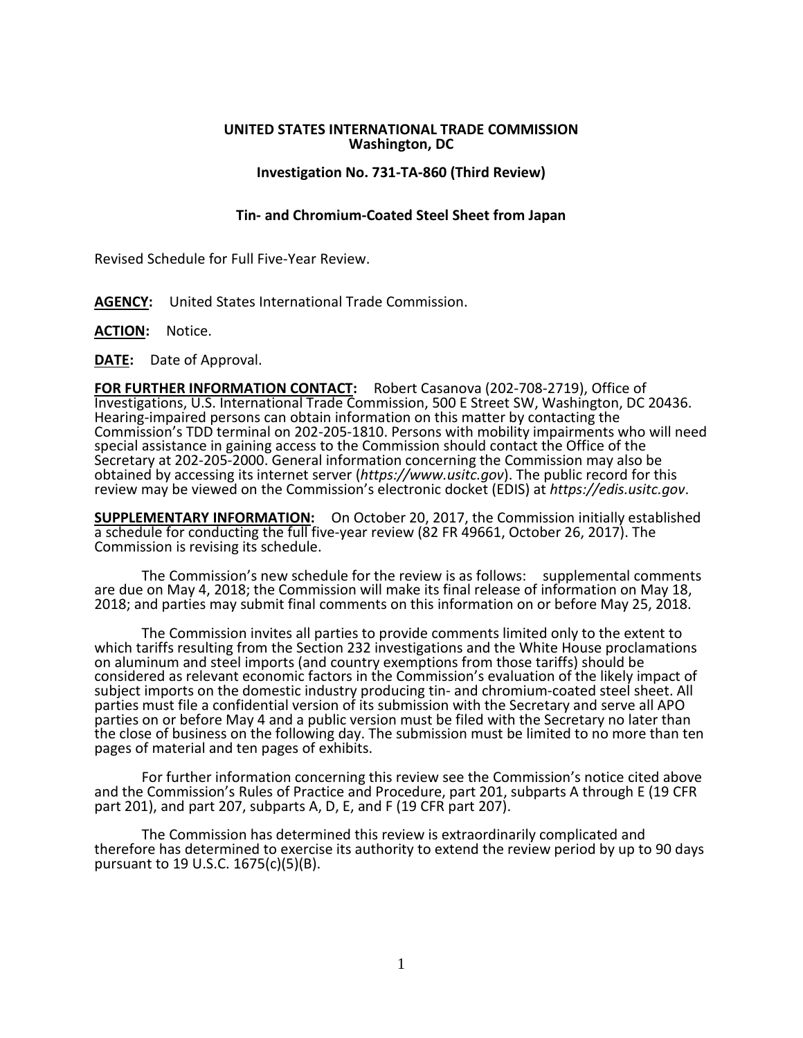**UNITED STATES INTERNATIONAL TRADE COMMISSION**
**Washington, DC**

**Investigation No. 731-TA-860 (Third Review)**

**Tin- and Chromium-Coated Steel Sheet from Japan**

Revised Schedule for Full Five-Year Review.

**AGENCY:** United States International Trade Commission.

**ACTION:** Notice.

**DATE:** Date of Approval.

**FOR FURTHER INFORMATION CONTACT:** Robert Casanova (202-708-2719), Office of Investigations, U.S. International Trade Commission, 500 E Street SW, Washington, DC 20436. Hearing-impaired persons can obtain information on this matter by contacting the Commission's TDD terminal on 202-205-1810. Persons with mobility impairments who will need special assistance in gaining access to the Commission should contact the Office of the Secretary at 202-205-2000. General information concerning the Commission may also be obtained by accessing its internet server (*https://www.usitc.gov*). The public record for this review may be viewed on the Commission's electronic docket (EDIS) at *https://edis.usitc.gov*.

**SUPPLEMENTARY INFORMATION:** On October 20, 2017, the Commission initially established a schedule for conducting the full five-year review (82 FR 49661, October 26, 2017). The Commission is revising its schedule.

The Commission's new schedule for the review is as follows: supplemental comments are due on May 4, 2018; the Commission will make its final release of information on May 18, 2018; and parties may submit final comments on this information on or before May 25, 2018.

The Commission invites all parties to provide comments limited only to the extent to which tariffs resulting from the Section 232 investigations and the White House proclamations on aluminum and steel imports (and country exemptions from those tariffs) should be considered as relevant economic factors in the Commission's evaluation of the likely impact of subject imports on the domestic industry producing tin- and chromium-coated steel sheet. All parties must file a confidential version of its submission with the Secretary and serve all APO parties on or before May 4 and a public version must be filed with the Secretary no later than the close of business on the following day. The submission must be limited to no more than ten pages of material and ten pages of exhibits.

For further information concerning this review see the Commission's notice cited above and the Commission's Rules of Practice and Procedure, part 201, subparts A through E (19 CFR part 201), and part 207, subparts A, D, E, and F (19 CFR part 207).

The Commission has determined this review is extraordinarily complicated and therefore has determined to exercise its authority to extend the review period by up to 90 days pursuant to 19 U.S.C. 1675(c)(5)(B).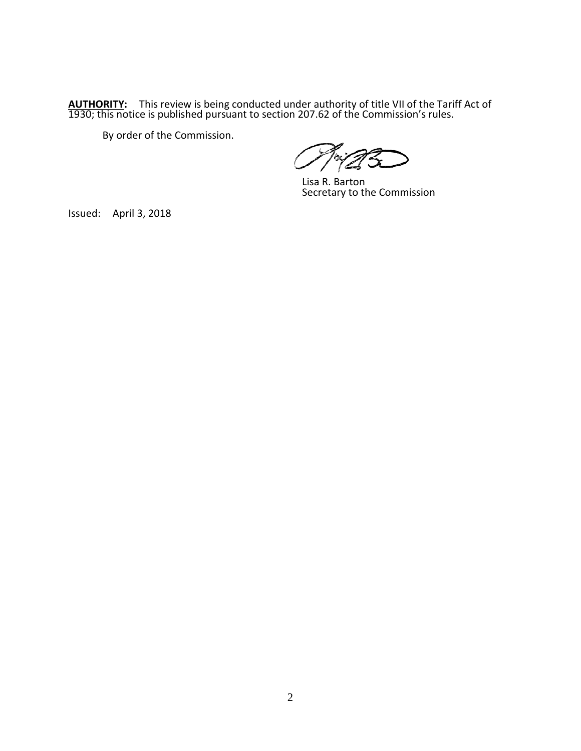**AUTHORITY:** This review is being conducted under authority of title VII of the Tariff Act of 1930; this notice is published pursuant to section 207.62 of the Commission's rules.

By order of the Commission.

Lisa R. Barton
Secretary to the Commission

Issued: April 3, 2018